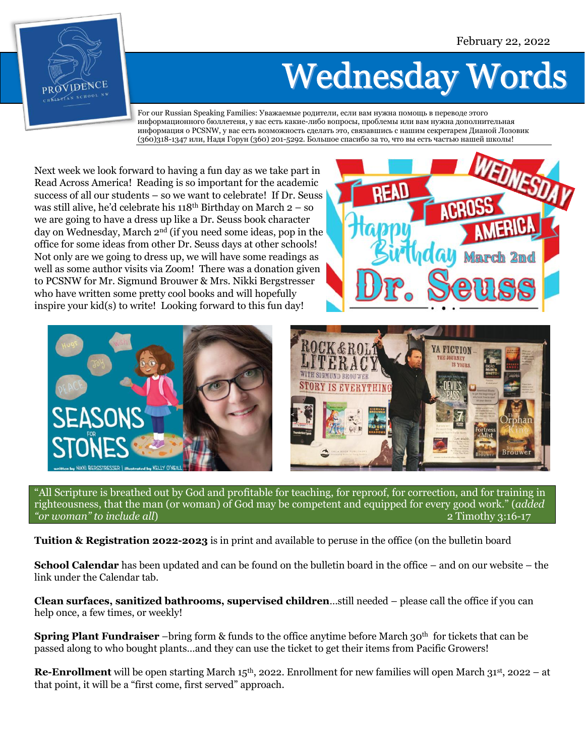February 22, 2022

# Wednesday Words

For our Russian Speaking Families: Уважаемые родители, если вам нужна помощь в переводе этого информационного бюллетеня, у вас есть какие-либо вопросы, проблемы или вам нужна дополнительная информация о PCSNW, у вас есть возможность сделать это, связавшись с нашим секретарем Дианой Лозовик (360)318-1347 или, Надя Горун (360) 201-5292. Большое спасибо за то, что вы есть частью нашей школы!

Next week we look forward to having a fun day as we take part in Read Across America! Reading is so important for the academic success of all our students – so we want to celebrate! If Dr. Seuss was still alive, he'd celebrate his 118th Birthday on March 2 – so we are going to have a dress up like a Dr. Seuss book character day on Wednesday, March 2nd (if you need some ideas, pop in the office for some ideas from other Dr. Seuss days at other schools! Not only are we going to dress up, we will have some readings as well as some author visits via Zoom! There was a donation given to PCSNW for Mr. Sigmund Brouwer & Mrs. Nikki Bergstresser who have written some pretty cool books and will hopefully inspire your kid(s) to write! Looking forward to this fun day!

"All Scripture is breathed out by God and profitable for teaching, for reproof, for correction, and for training in righteousness, that the man (or woman) of God may be competent and equipped for every good work." (*added "or woman" to include all*) 2 Timothy 3:16-17

**Tuition & Registration 2022-2023** is in print and available to peruse in the office (on the bulletin board

**School Calendar** has been updated and can be found on the bulletin board in the office – and on our website – the link under the Calendar tab.

**Clean surfaces, sanitized bathrooms, supervised children**…still needed – please call the office if you can help once, a few times, or weekly!

**Spring Plant Fundraiser** –bring form & funds to the office anytime before March 30th for tickets that can be passed along to who bought plants…and they can use the ticket to get their items from Pacific Growers!

**Re-Enrollment** will be open starting March 15th, 2022. Enrollment for new families will open March 31st, 2022 – at that point, it will be a "first come, first served" approach.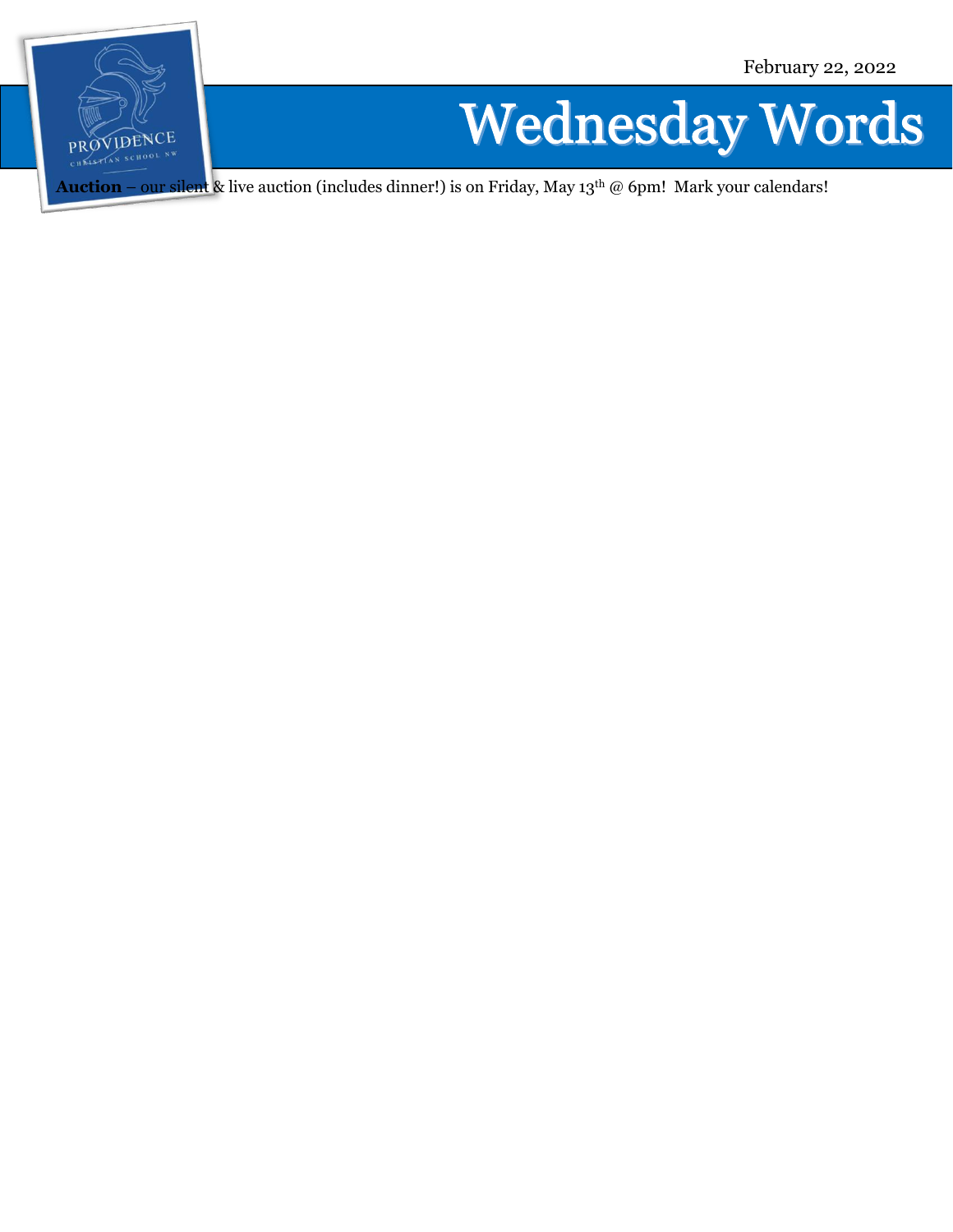February 22, 2022

# Wednesday Words

**Auction** – our silent & live auction (includes dinner!) is on Friday, May 13th @ 6pm! Mark your calendars!